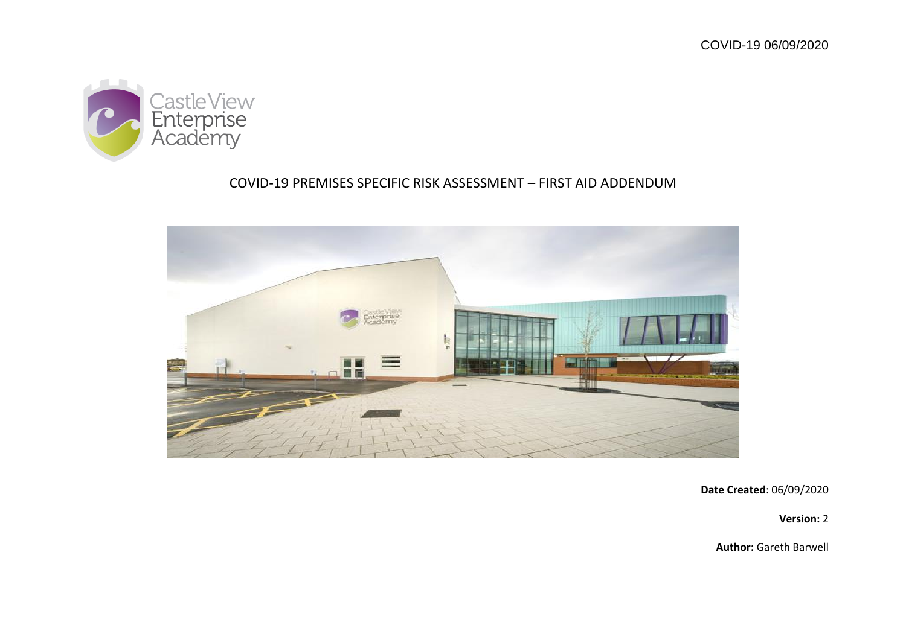COVID-19 06/09/2020

# COVID-19 PREMISES SPECIFIC RISK ASSESSMENT – FIRST AID ADDENDUM

**Date Created**: 06/09/2020

**Version:** 2

**Author:** Gareth Barwell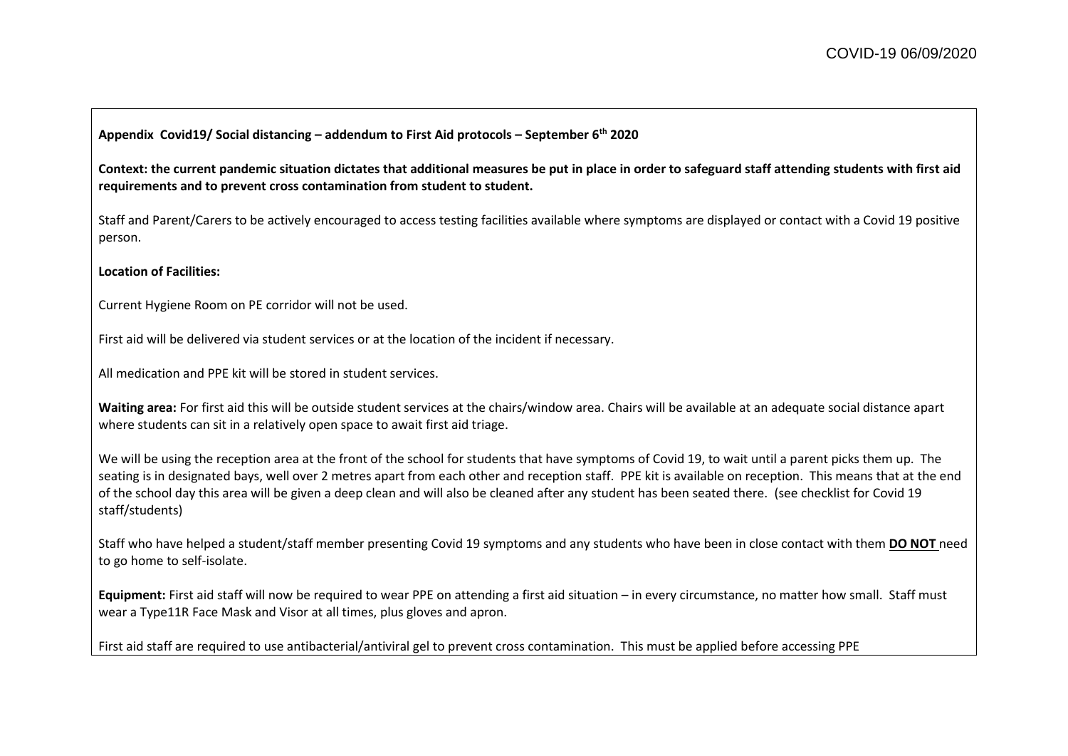**Appendix Covid19/ Social distancing – addendum to First Aid protocols – September 6th 2020**

**Context: the current pandemic situation dictates that additional measures be put in place in order to safeguard staff attending students with first aid requirements and to prevent cross contamination from student to student.**

Staff and Parent/Carers to be actively encouraged to access testing facilities available where symptoms are displayed or contact with a Covid 19 positive person.

**Location of Facilities:**

Current Hygiene Room on PE corridor will not be used.

First aid will be delivered via student services or at the location of the incident if necessary.

All medication and PPE kit will be stored in student services.

**Waiting area:** For first aid this will be outside student services at the chairs/window area. Chairs will be available at an adequate social distance apart where students can sit in a relatively open space to await first aid triage.

We will be using the reception area at the front of the school for students that have symptoms of Covid 19, to wait until a parent picks them up. The seating is in designated bays, well over 2 metres apart from each other and reception staff. PPE kit is available on reception. This means that at the end of the school day this area will be given a deep clean and will also be cleaned after any student has been seated there. (see checklist for Covid 19 staff/students)

Staff who have helped a student/staff member presenting Covid 19 symptoms and any students who have been in close contact with them **DO NOT** need to go home to self-isolate.

**Equipment:** First aid staff will now be required to wear PPE on attending a first aid situation – in every circumstance, no matter how small. Staff must wear a Type11R Face Mask and Visor at all times, plus gloves and apron.

First aid staff are required to use antibacterial/antiviral gel to prevent cross contamination. This must be applied before accessing PPE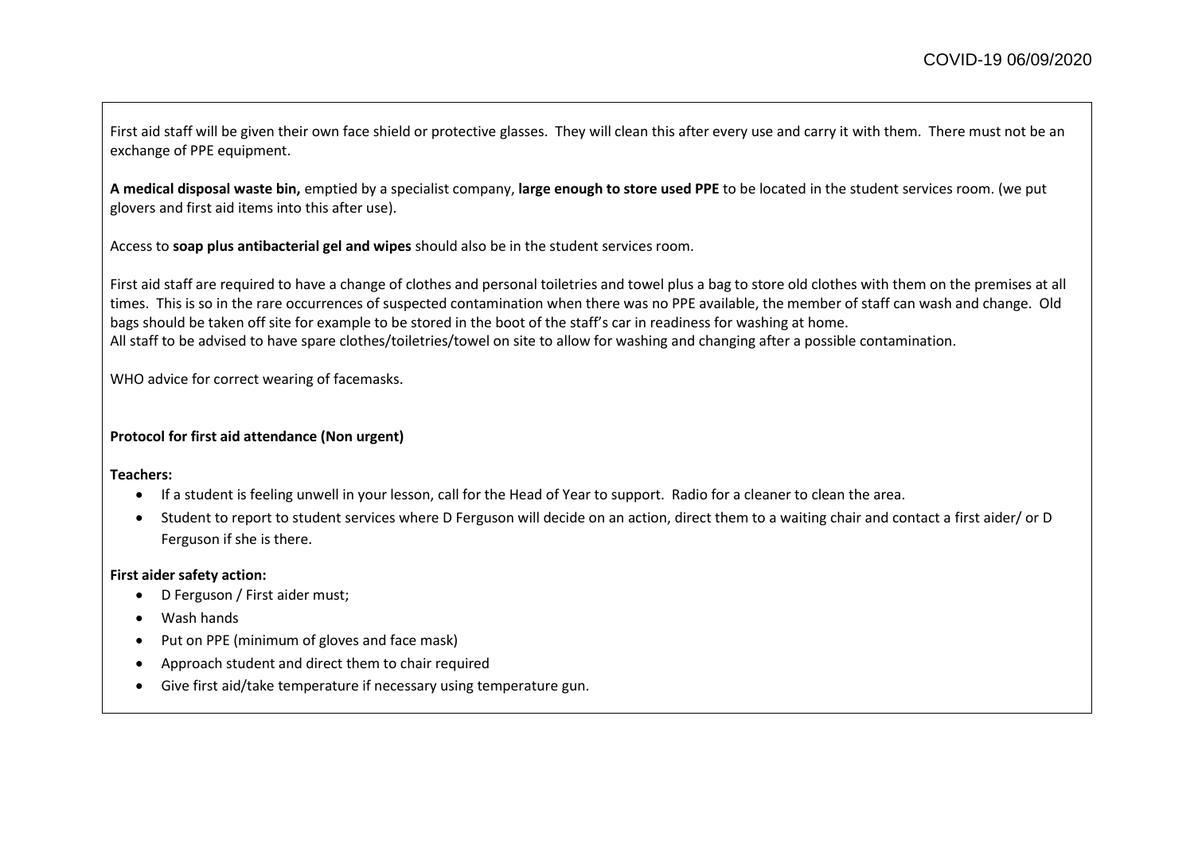First aid staff will be given their own face shield or protective glasses. They will clean this after every use and carry it with them. There must not be an exchange of PPE equipment.

**A medical disposal waste bin,** emptied by a specialist company, **large enough to store used PPE** to be located in the student services room. (we put glovers and first aid items into this after use).

Access to **soap plus antibacterial gel and wipes** should also be in the student services room.

First aid staff are required to have a change of clothes and personal toiletries and towel plus a bag to store old clothes with them on the premises at all times. This is so in the rare occurrences of suspected contamination when there was no PPE available, the member of staff can wash and change. Old bags should be taken off site for example to be stored in the boot of the staff's car in readiness for washing at home.
All staff to be advised to have spare clothes/toiletries/towel on site to allow for washing and changing after a possible contamination.

WHO advice for correct wearing of facemasks.

**Protocol for first aid attendance (Non urgent)**

**Teachers:**

- If a student is feeling unwell in your lesson, call for the Head of Year to support. Radio for a cleaner to clean the area.
- Student to report to student services where D Ferguson will decide on an action, direct them to a waiting chair and contact a first aider/ or D Ferguson if she is there.

**First aider safety action:**

- D Ferguson / First aider must;
- Wash hands
- Put on PPE (minimum of gloves and face mask)
- Approach student and direct them to chair required
- Give first aid/take temperature if necessary using temperature gun.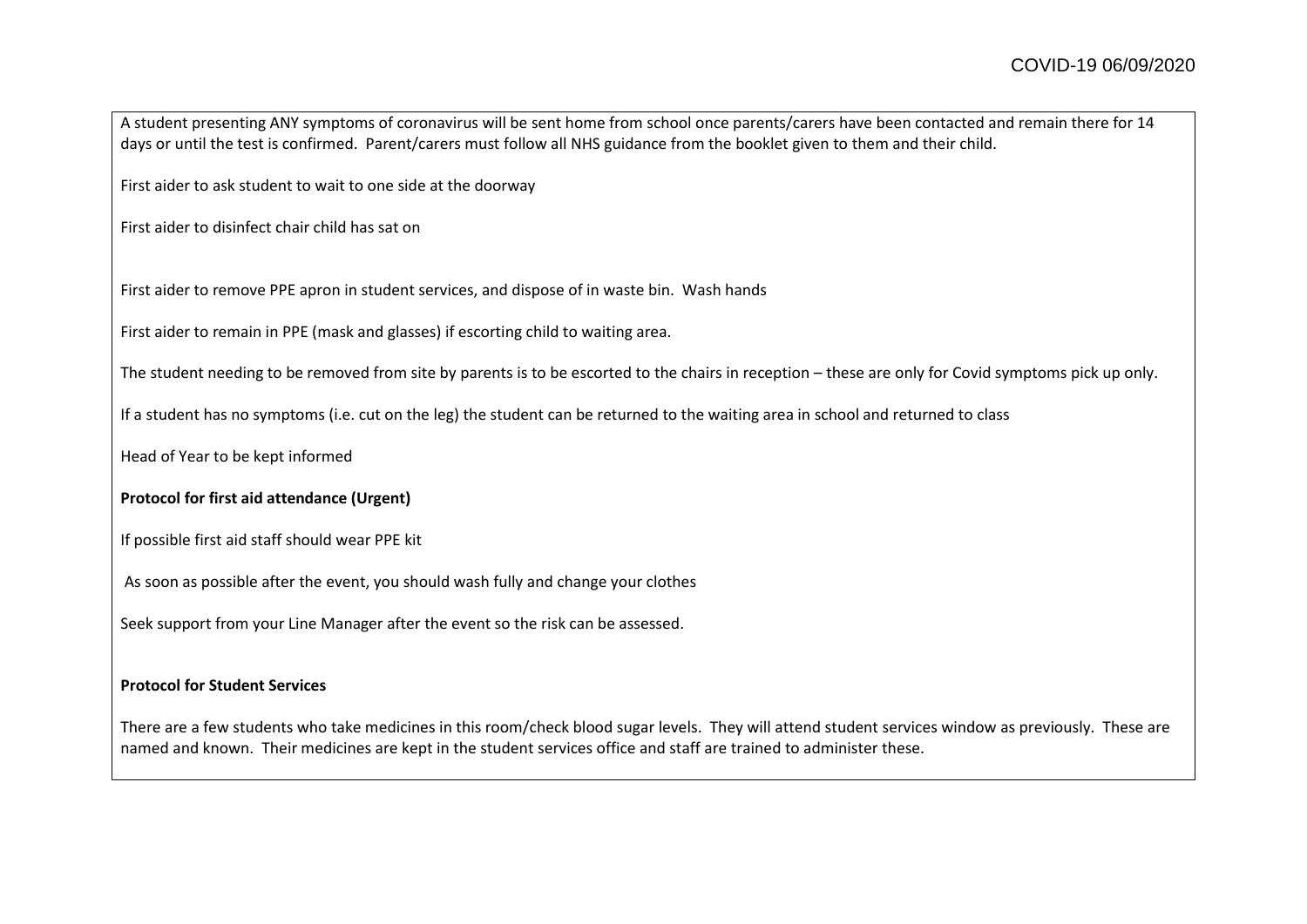A student presenting ANY symptoms of coronavirus will be sent home from school once parents/carers have been contacted and remain there for 14 days or until the test is confirmed. Parent/carers must follow all NHS guidance from the booklet given to them and their child.

First aider to ask student to wait to one side at the doorway

First aider to disinfect chair child has sat on

First aider to remove PPE apron in student services, and dispose of in waste bin. Wash hands

First aider to remain in PPE (mask and glasses) if escorting child to waiting area.

The student needing to be removed from site by parents is to be escorted to the chairs in reception – these are only for Covid symptoms pick up only.

If a student has no symptoms (i.e. cut on the leg) the student can be returned to the waiting area in school and returned to class

Head of Year to be kept informed

**Protocol for first aid attendance (Urgent)**

If possible first aid staff should wear PPE kit

As soon as possible after the event, you should wash fully and change your clothes

Seek support from your Line Manager after the event so the risk can be assessed.

**Protocol for Student Services**

There are a few students who take medicines in this room/check blood sugar levels. They will attend student services window as previously. These are named and known. Their medicines are kept in the student services office and staff are trained to administer these.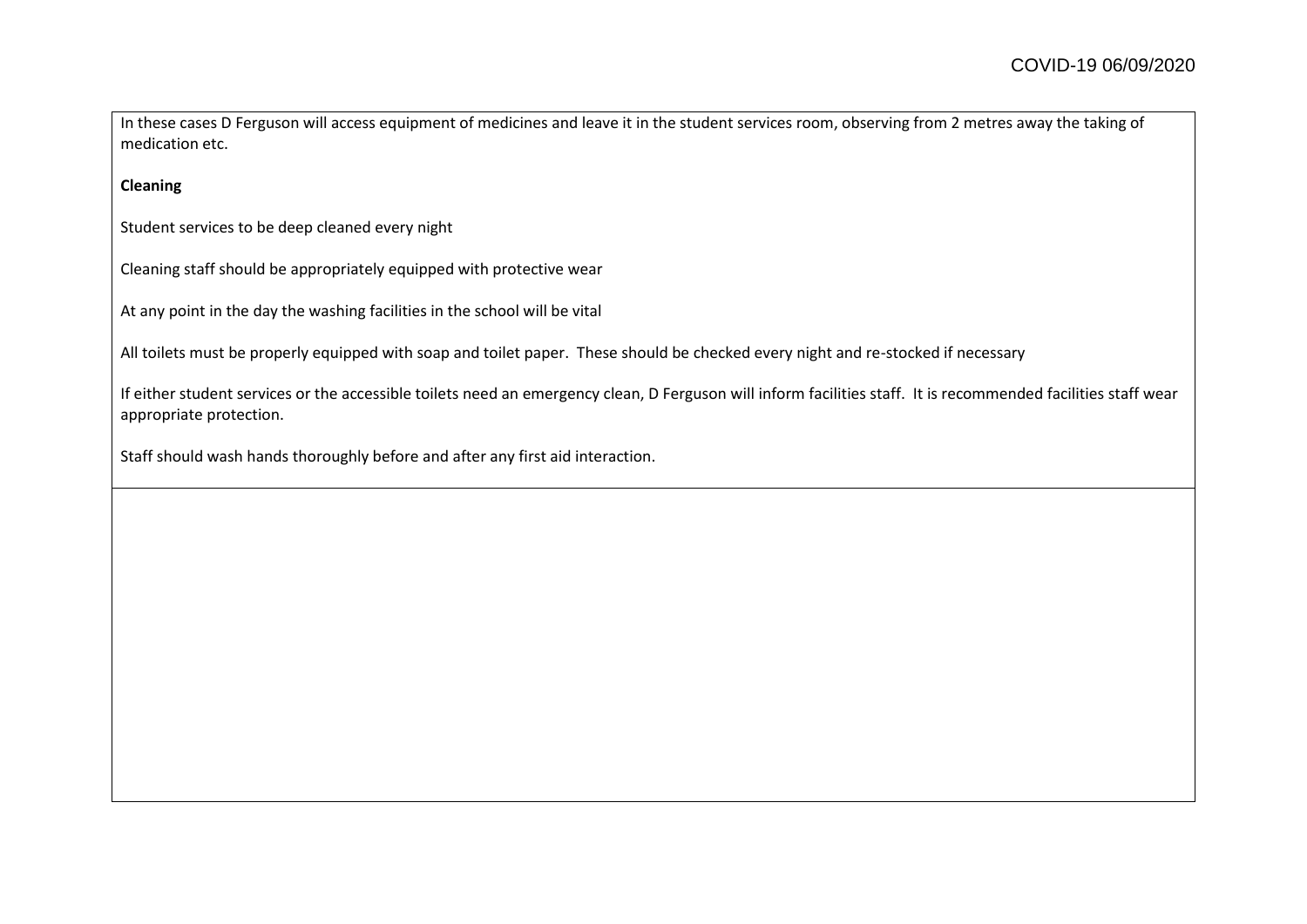In these cases D Ferguson will access equipment of medicines and leave it in the student services room, observing from 2 metres away the taking of medication etc.

**Cleaning**

Student services to be deep cleaned every night

Cleaning staff should be appropriately equipped with protective wear

At any point in the day the washing facilities in the school will be vital

All toilets must be properly equipped with soap and toilet paper. These should be checked every night and re-stocked if necessary

If either student services or the accessible toilets need an emergency clean, D Ferguson will inform facilities staff. It is recommended facilities staff wear appropriate protection.

Staff should wash hands thoroughly before and after any first aid interaction.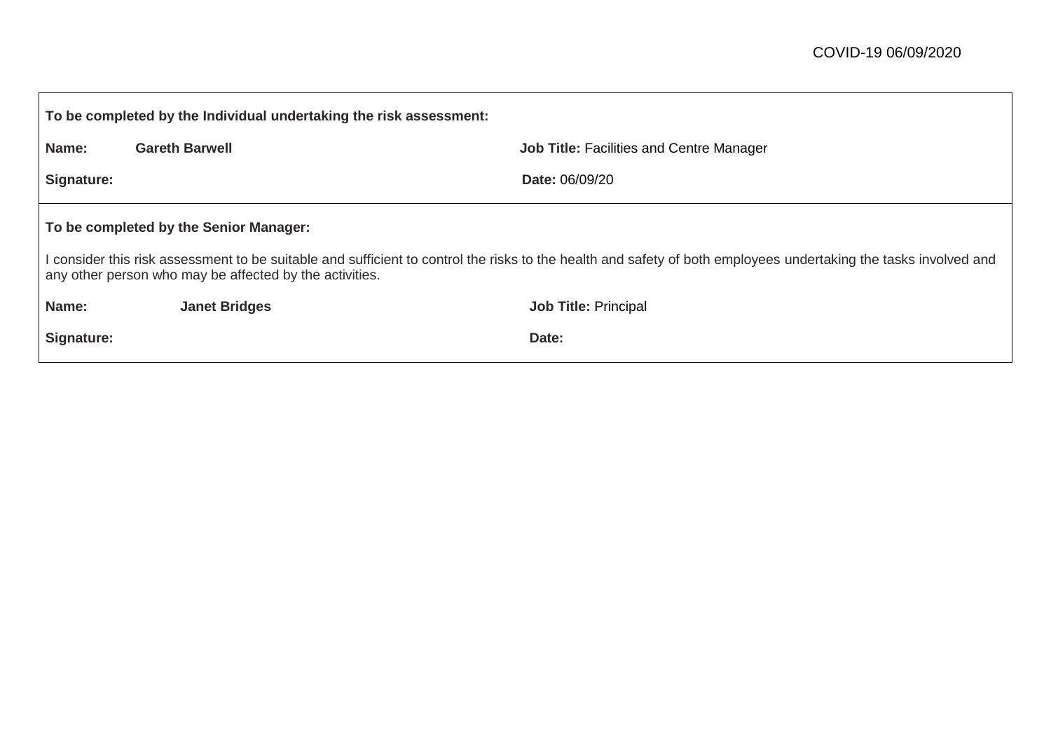**To be completed by the Individual undertaking the risk assessment:**

**Name:** **Gareth Barwell** **Job Title:** Facilities and Centre Manager

**Signature:** **Date:** 06/09/20

**To be completed by the Senior Manager:**

I consider this risk assessment to be suitable and sufficient to control the risks to the health and safety of both employees undertaking the tasks involved and any other person who may be affected by the activities.

**Name:** **Janet Bridges** **Job Title:** Principal

**Signature:** **Date:**